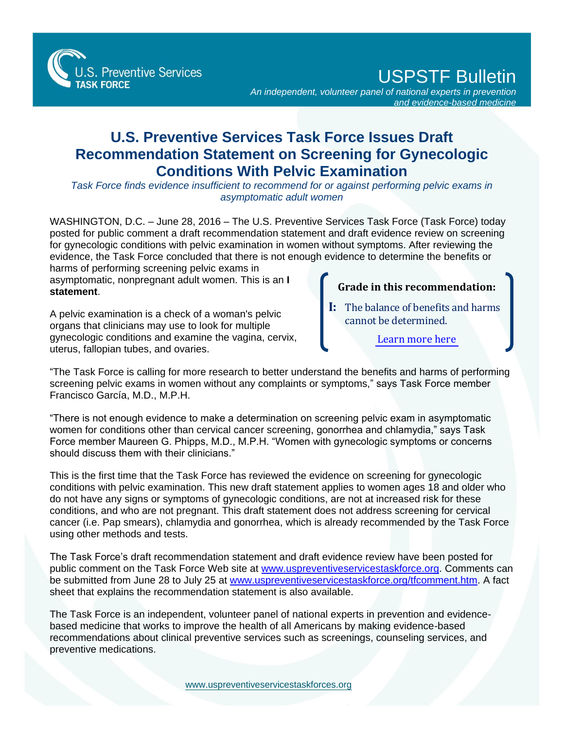U.S. Preventive Services TASK FORCE

# USPSTF Bulletin

*An independent, volunteer panel of national experts in prevention and evidence-based medicine*

## U.S. Preventive Services Task Force Issues Draft Recommendation Statement on Screening for Gynecologic Conditions With Pelvic Examination

*Task Force finds evidence insufficient to recommend for or against performing pelvic exams in asymptomatic adult women*

WASHINGTON, D.C. – June 28, 2016 – The U.S. Preventive Services Task Force (Task Force) today posted for public comment a draft recommendation statement and draft evidence review on screening for gynecologic conditions with pelvic examination in women without symptoms. After reviewing the evidence, the Task Force concluded that there is not enough evidence to determine the benefits or harms of performing screening pelvic exams in asymptomatic, nonpregnant adult women. This is an **I statement**.

> **Grade in this recommendation:**
>
> **I:** The balance of benefits and harms cannot be determined.
>
> [Learn more here]

A pelvic examination is a check of a woman's pelvic organs that clinicians may use to look for multiple gynecologic conditions and examine the vagina, cervix, uterus, fallopian tubes, and ovaries.

"The Task Force is calling for more research to better understand the benefits and harms of performing screening pelvic exams in women without any complaints or symptoms," says Task Force member Francisco García, M.D., M.P.H.

"There is not enough evidence to make a determination on screening pelvic exam in asymptomatic women for conditions other than cervical cancer screening, gonorrhea and chlamydia," says Task Force member Maureen G. Phipps, M.D., M.P.H. "Women with gynecologic symptoms or concerns should discuss them with their clinicians."

This is the first time that the Task Force has reviewed the evidence on screening for gynecologic conditions with pelvic examination. This new draft statement applies to women ages 18 and older who do not have any signs or symptoms of gynecologic conditions, are not at increased risk for these conditions, and who are not pregnant. This draft statement does not address screening for cervical cancer (i.e. Pap smears), chlamydia and gonorrhea, which is already recommended by the Task Force using other methods and tests.

The Task Force's draft recommendation statement and draft evidence review have been posted for public comment on the Task Force Web site at www.uspreventiveservicestaskforce.org. Comments can be submitted from June 28 to July 25 at www.uspreventiveservicestaskforce.org/tfcomment.htm. A fact sheet that explains the recommendation statement is also available.

The Task Force is an independent, volunteer panel of national experts in prevention and evidence-based medicine that works to improve the health of all Americans by making evidence-based recommendations about clinical preventive services such as screenings, counseling services, and preventive medications.

www.uspreventiveservicestaskforces.org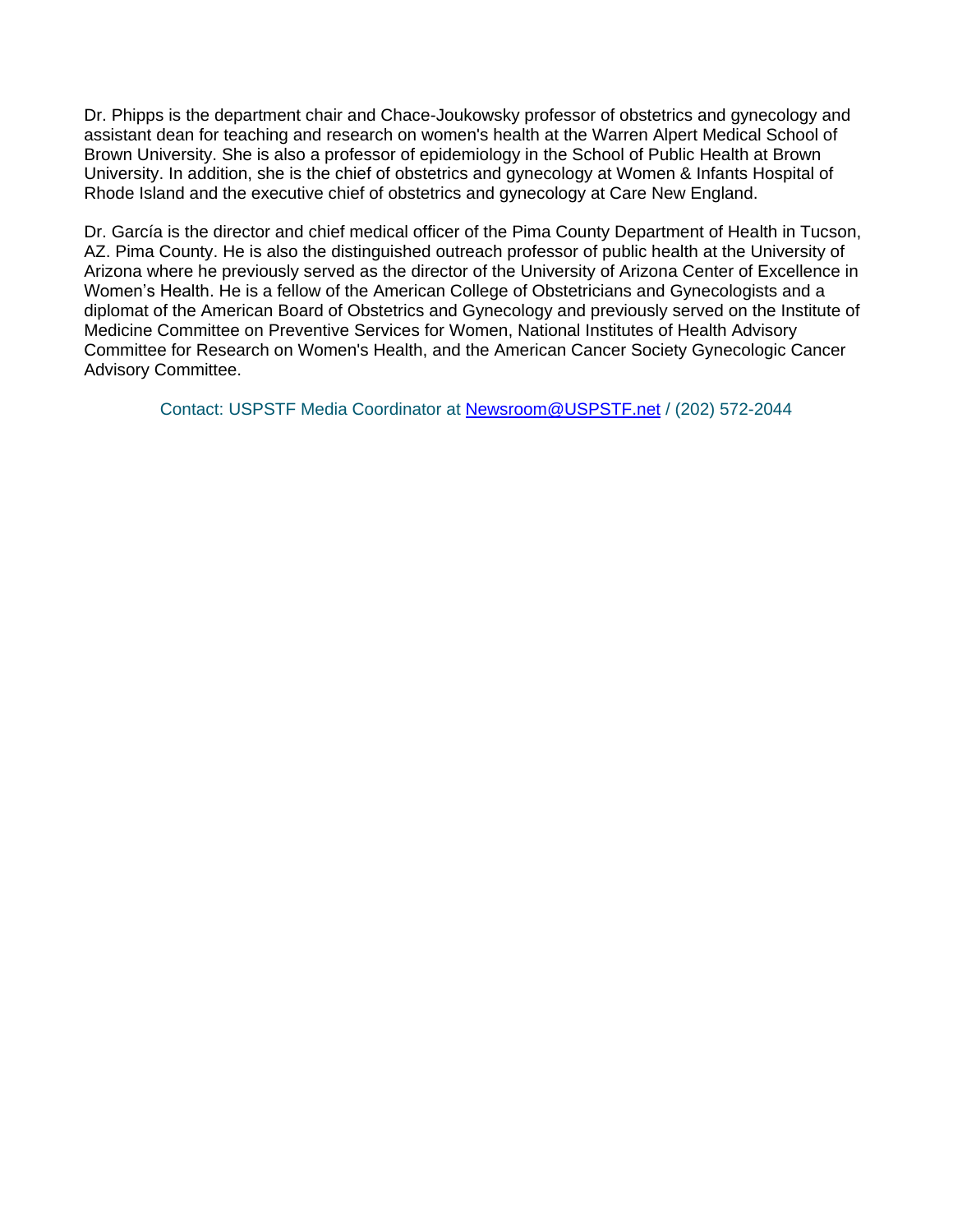Dr. Phipps is the department chair and Chace-Joukowsky professor of obstetrics and gynecology and assistant dean for teaching and research on women's health at the Warren Alpert Medical School of Brown University. She is also a professor of epidemiology in the School of Public Health at Brown University. In addition, she is the chief of obstetrics and gynecology at Women & Infants Hospital of Rhode Island and the executive chief of obstetrics and gynecology at Care New England.

Dr. García is the director and chief medical officer of the Pima County Department of Health in Tucson, AZ. Pima County. He is also the distinguished outreach professor of public health at the University of Arizona where he previously served as the director of the University of Arizona Center of Excellence in Women's Health. He is a fellow of the American College of Obstetricians and Gynecologists and a diplomat of the American Board of Obstetrics and Gynecology and previously served on the Institute of Medicine Committee on Preventive Services for Women, National Institutes of Health Advisory Committee for Research on Women's Health, and the American Cancer Society Gynecologic Cancer Advisory Committee.

Contact: USPSTF Media Coordinator at [Newsroom@USPSTF.net](mailto:Newsroom@USPSTF.net) / (202) 572-2044